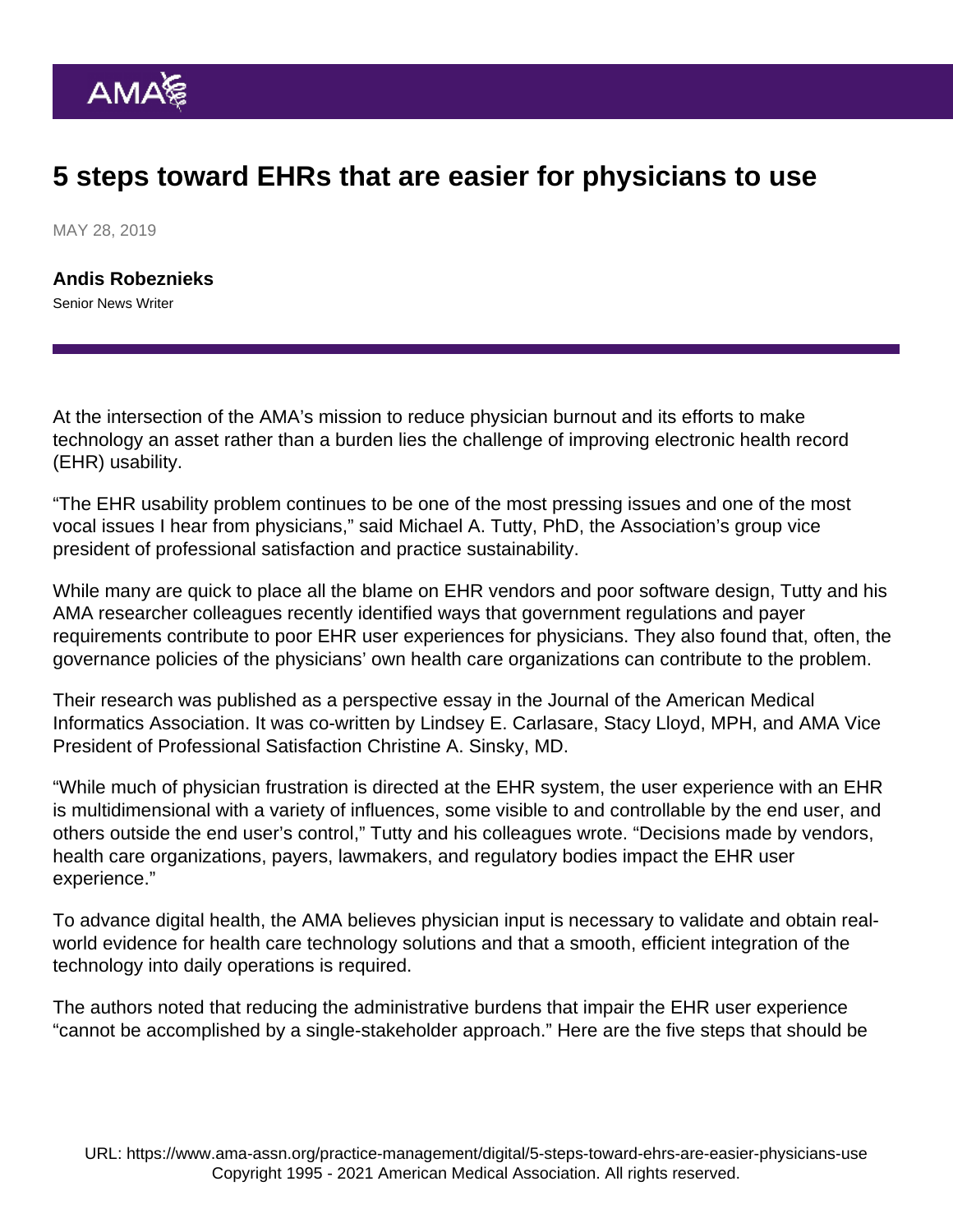# 5 steps toward EHRs that are easier for physicians to use

MAY 28, 2019

**Andis Robeznieks**
Senior News Writer

At the intersection of the AMA's mission to reduce physician burnout and its efforts to make technology an asset rather than a burden lies the challenge of improving electronic health record (EHR) usability.

"The EHR usability problem continues to be one of the most pressing issues and one of the most vocal issues I hear from physicians," said Michael A. Tutty, PhD, the Association's group vice president of professional satisfaction and practice sustainability.

While many are quick to place all the blame on EHR vendors and poor software design, Tutty and his AMA researcher colleagues recently identified ways that government regulations and payer requirements contribute to poor EHR user experiences for physicians. They also found that, often, the governance policies of the physicians' own health care organizations can contribute to the problem.

Their research was published as a perspective essay in the Journal of the American Medical Informatics Association. It was co-written by Lindsey E. Carlasare, Stacy Lloyd, MPH, and AMA Vice President of Professional Satisfaction Christine A. Sinsky, MD.

"While much of physician frustration is directed at the EHR system, the user experience with an EHR is multidimensional with a variety of influences, some visible to and controllable by the end user, and others outside the end user's control," Tutty and his colleagues wrote. "Decisions made by vendors, health care organizations, payers, lawmakers, and regulatory bodies impact the EHR user experience."

To advance digital health, the AMA believes physician input is necessary to validate and obtain real-world evidence for health care technology solutions and that a smooth, efficient integration of the technology into daily operations is required.

The authors noted that reducing the administrative burdens that impair the EHR user experience "cannot be accomplished by a single-stakeholder approach." Here are the five steps that should be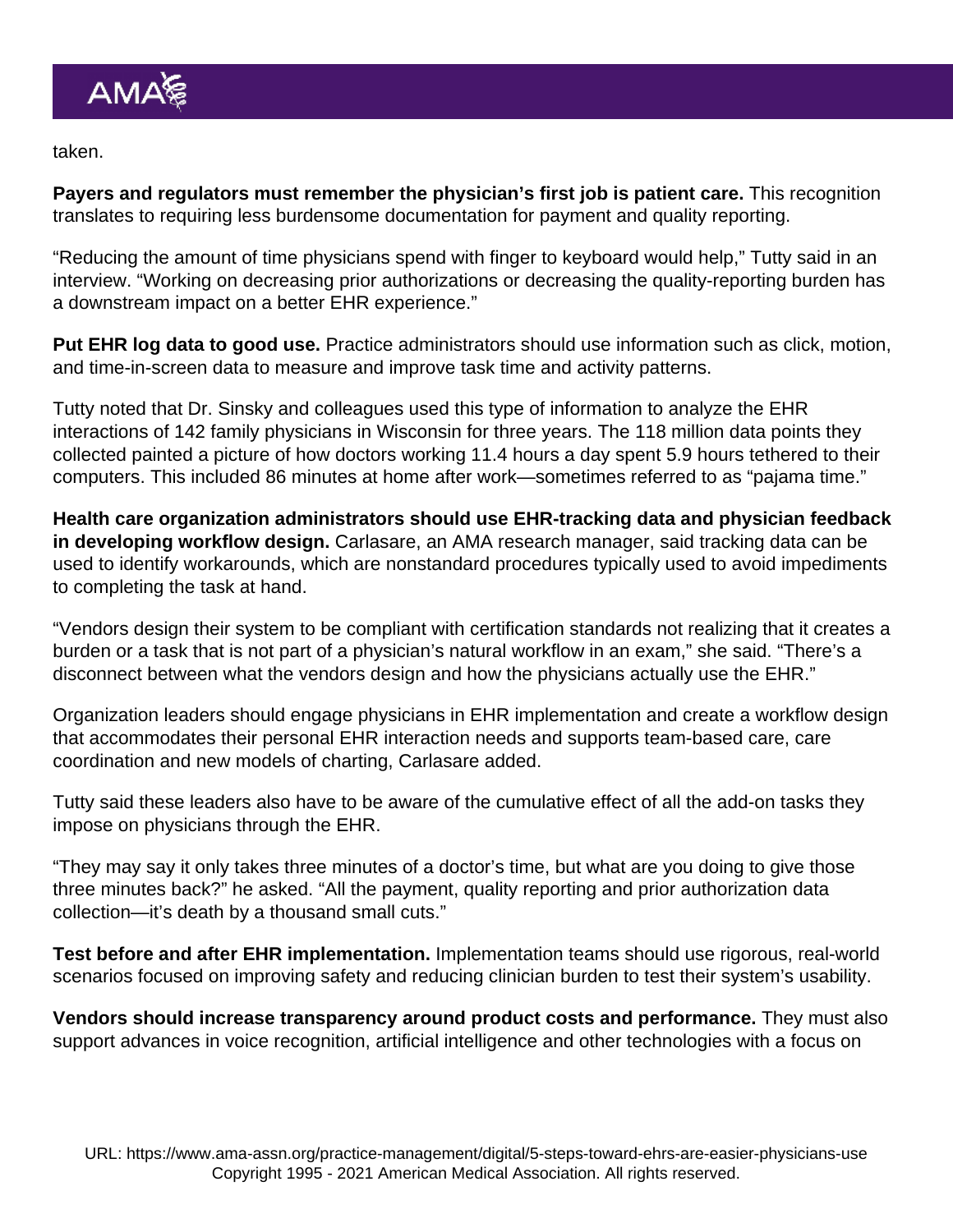taken.

**Payers and regulators must remember the physician's first job is patient care.** This recognition translates to requiring less burdensome documentation for payment and quality reporting.

"Reducing the amount of time physicians spend with finger to keyboard would help," Tutty said in an interview. "Working on decreasing prior authorizations or decreasing the quality-reporting burden has a downstream impact on a better EHR experience."

**Put EHR log data to good use.** Practice administrators should use information such as click, motion, and time-in-screen data to measure and improve task time and activity patterns.

Tutty noted that Dr. Sinsky and colleagues used this type of information to analyze the EHR interactions of 142 family physicians in Wisconsin for three years. The 118 million data points they collected painted a picture of how doctors working 11.4 hours a day spent 5.9 hours tethered to their computers. This included 86 minutes at home after work—sometimes referred to as "pajama time."

**Health care organization administrators should use EHR-tracking data and physician feedback in developing workflow design.** Carlasare, an AMA research manager, said tracking data can be used to identify workarounds, which are nonstandard procedures typically used to avoid impediments to completing the task at hand.

"Vendors design their system to be compliant with certification standards not realizing that it creates a burden or a task that is not part of a physician's natural workflow in an exam," she said. "There's a disconnect between what the vendors design and how the physicians actually use the EHR."

Organization leaders should engage physicians in EHR implementation and create a workflow design that accommodates their personal EHR interaction needs and supports team-based care, care coordination and new models of charting, Carlasare added.

Tutty said these leaders also have to be aware of the cumulative effect of all the add-on tasks they impose on physicians through the EHR.

"They may say it only takes three minutes of a doctor's time, but what are you doing to give those three minutes back?" he asked. "All the payment, quality reporting and prior authorization data collection—it's death by a thousand small cuts."

**Test before and after EHR implementation.** Implementation teams should use rigorous, real-world scenarios focused on improving safety and reducing clinician burden to test their system's usability.

**Vendors should increase transparency around product costs and performance.** They must also support advances in voice recognition, artificial intelligence and other technologies with a focus on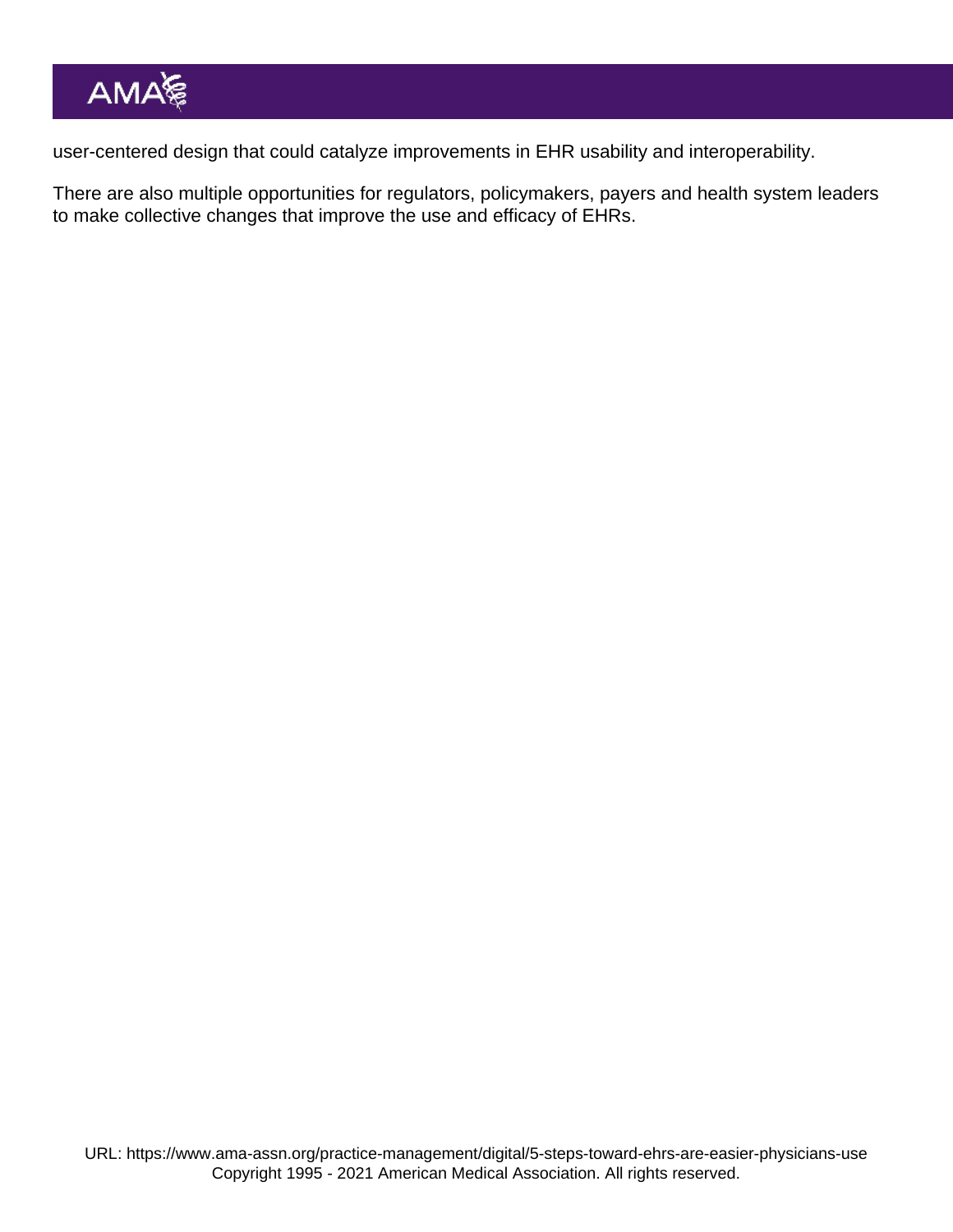user-centered design that could catalyze improvements in EHR usability and interoperability.

There are also multiple opportunities for regulators, policymakers, payers and health system leaders to make collective changes that improve the use and efficacy of EHRs.